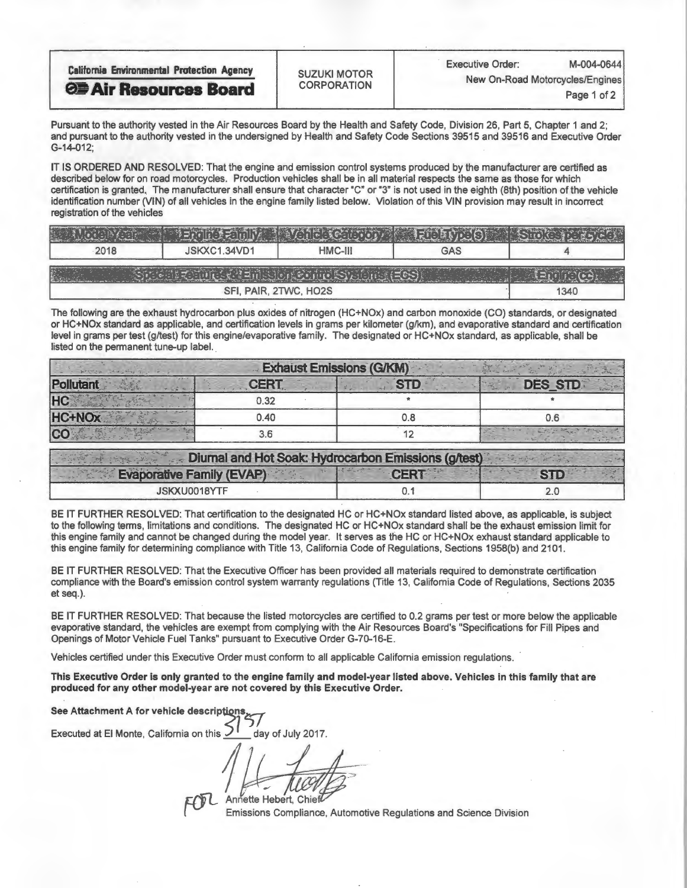| California Environmental Protection Agency **Air Resources Board** | SUZUKI MOTOR CORPORATION | Executive Order: M-004-0644 New On-Road Motorcycles/Engines |
|---|---|---|

Pursuant to the authority vested in the Air Resources Board by the Health and Safety Code, Division 26, Part 5, Chapter 1 and 2; and pursuant to the authority vested in the undersigned by Health and Safety Code Sections 39515 and 39516 and Executive Order G-14-012;

IT IS ORDERED AND RESOLVED: That the engine and emission control systems produced by the manufacturer are certified as described below for on road motorcycles. Production vehicles shall be in all material respects the same as those for which certification is granted. The manufacturer shall ensure that character "C" or "3" is not used in the eighth (8th) position of the vehicle identification number (VIN) of all vehicles in the engine family listed below. Violation of this VIN provision may result in incorrect registration of the vehicles

| Model Year | Engine Family | Vehicle Category | Fuel Type(s) | Strokes per cycle |
|---|---|---|---|---|
| 2018 | JSKXC1.34VD1 | HMC-III | GAS | 4 |

| Special Features & Emission Control Systems (ECS) | Engine(cc) |
|---|---|
| SFI, PAIR, 2TWC, HO2S | 1340 |

The following are the exhaust hydrocarbon plus oxides of nitrogen (HC+NOx) and carbon monoxide (CO) standards, or designated or HC+NOx standard as applicable, and certification levels in grams per kilometer (g/km), and evaporative standard and certification level in grams per test (g/test) for this engine/evaporative family. The designated or HC+NOx standard, as applicable, shall be listed on the permanent tune-up label.

| Exhaust Emissions (G/KM) | | | |
|---|---|---|---|
| **Pollutant** | **CERT** | **STD** | **DES_STD** |
| HC | 0.32 | * | * |
| HC+NOx | 0.40 | 0.8 | 0.6 |
| CO | 3.6 | 12 | |

| Diurnal and Hot Soak Hydrocarbon Emissions (g/test) | | |
|---|---|---|
| **Evaporative Family (EVAP)** | **CERT** | **STD** |
| JSKXU0018YTF | 0.1 | 2.0 |

BE IT FURTHER RESOLVED: That certification to the designated HC or HC+NOx standard listed above, as applicable, is subject to the following terms, limitations and conditions. The designated HC or HC+NOx standard shall be the exhaust emission limit for this engine family and cannot be changed during the model year. It serves as the HC or HC+NOx exhaust standard applicable to this engine family for determining compliance with Title 13, California Code of Regulations, Sections 1958(b) and 2101.

BE IT FURTHER RESOLVED: That the Executive Officer has been provided all materials required to demonstrate certification compliance with the Board's emission control system warranty regulations (Title 13, California Code of Regulations, Sections 2035 et seq.).

BE IT FURTHER RESOLVED: That because the listed motorcycles are certified to 0.2 grams per test or more below the applicable evaporative standard, the vehicles are exempt from complying with the Air Resources Board's "Specifications for Fill Pipes and Openings of Motor Vehicle Fuel Tanks" pursuant to Executive Order G-70-16-E.

Vehicles certified under this Executive Order must conform to all applicable California emission regulations.

**This Executive Order is only granted to the engine family and model-year listed above. Vehicles in this family that are produced for any other model-year are not covered by this Executive Order.**

**See Attachment A for vehicle descriptions.**

Executed at El Monte, California on this 31st day of July 2017.

FOR Annette Hebert, Chief
Emissions Compliance, Automotive Regulations and Science Division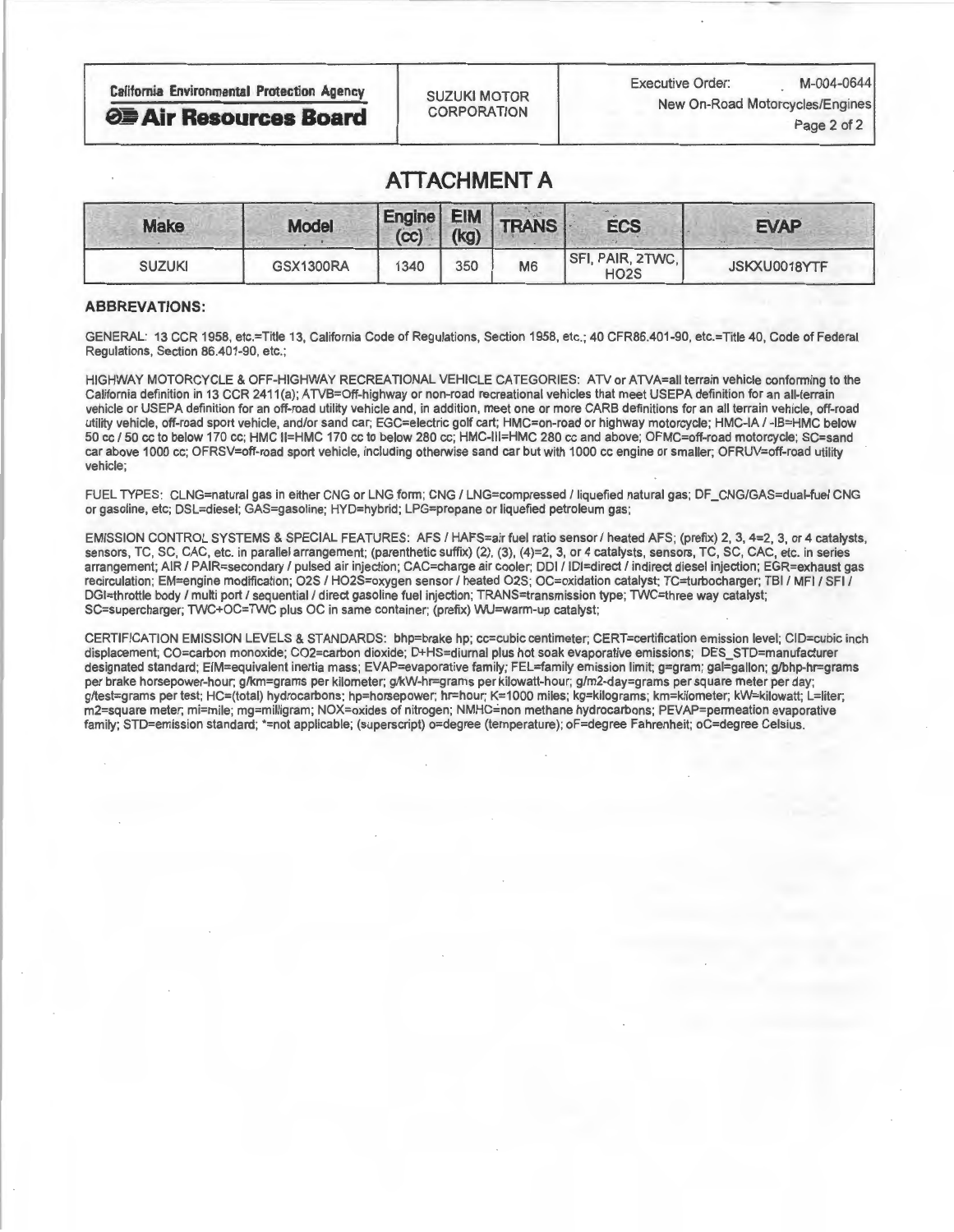| California Environmental Protection Agency **Air Resources Board** | SUZUKI MOTOR CORPORATION | Executive Order: M-004-0644 New On-Road Motorcycles/Engines |
| --- | --- | --- |

# ATTACHMENT A

| Make | Model | Engine (cc) | EIM (kg) | TRANS | ECS | EVAP |
| --- | --- | --- | --- | --- | --- | --- |
| SUZUKI | GSX1300RA | 1340 | 350 | M6 | SFI, PAIR, 2TWC, HO2S | JSKXU0018YTF |

**ABBREVATIONS:**

GENERAL: 13 CCR 1958, etc.=Title 13, California Code of Regulations, Section 1958, etc.; 40 CFR86.401-90, etc.=Title 40, Code of Federal Regulations, Section 86.401-90, etc.;

HIGHWAY MOTORCYCLE & OFF-HIGHWAY RECREATIONAL VEHICLE CATEGORIES: ATV or ATVA=all terrain vehicle conforming to the California definition in 13 CCR 2411(a); ATVB=Off-highway or non-road recreational vehicles that meet USEPA definition for an all-terrain vehicle or USEPA definition for an off-road utility vehicle and, in addition, meet one or more CARB definitions for an all terrain vehicle, off-road utility vehicle, off-road sport vehicle, and/or sand car; EGC=electric golf cart; HMC=on-road or highway motorcycle; HMC-IA / -IB=HMC below 50 cc / 50 cc to below 170 cc; HMC II=HMC 170 cc to below 280 cc; HMC-III=HMC 280 cc and above; OFMC=off-road motorcycle; SC=sand car above 1000 cc; OFRSV=off-road sport vehicle, including otherwise sand car but with 1000 cc engine or smaller; OFRUV=off-road utility vehicle;

FUEL TYPES: CLNG=natural gas in either CNG or LNG form; CNG / LNG=compressed / liquefied natural gas; DF_CNG/GAS=dual-fuel CNG or gasoline, etc; DSL=diesel; GAS=gasoline; HYD=hybrid; LPG=propane or liquefied petroleum gas;

EMISSION CONTROL SYSTEMS & SPECIAL FEATURES: AFS / HAFS=air fuel ratio sensor / heated AFS; (prefix) 2, 3, 4=2, 3, or 4 catalysts, sensors, TC, SC, CAC, etc. in parallel arrangement; (parenthetic suffix) (2), (3), (4)=2, 3, or 4 catalysts, sensors, TC, SC, CAC, etc. in series arrangement; AIR / PAIR=secondary / pulsed air injection; CAC=charge air cooler; DDI / IDI=direct / indirect diesel injection; EGR=exhaust gas recirculation; EM=engine modification; O2S / HO2S=oxygen sensor / heated O2S; OC=oxidation catalyst; TC=turbocharger; TBI / MFI / SFI / DGI=throttle body / multi port / sequential / direct gasoline fuel injection; TRANS=transmission type; TWC=three way catalyst; SC=supercharger; TWC+OC=TWC plus OC in same container; (prefix) WU=warm-up catalyst;

CERTIFICATION EMISSION LEVELS & STANDARDS: bhp=brake hp; cc=cubic centimeter; CERT=certification emission level; CID=cubic inch displacement; CO=carbon monoxide; CO2=carbon dioxide; D+HS=diurnal plus hot soak evaporative emissions; DES_STD=manufacturer designated standard; EIM=equivalent inertia mass; EVAP=evaporative family; FEL=family emission limit; g=gram; gal=gallon; g/bhp-hr=grams per brake horsepower-hour; g/km=grams per kilometer; g/kW-hr=grams per kilowatt-hour; g/m2-day=grams per square meter per day; g/test=grams per test; HC=(total) hydrocarbons; hp=horsepower; hr=hour; K=1000 miles; kg=kilograms; km=kilometer; kW=kilowatt; L=liter; m2=square meter; mi=mile; mg=milligram; NOX=oxides of nitrogen; NMHC=non methane hydrocarbons; PEVAP=permeation evaporative family; STD=emission standard; *=not applicable; (superscript) o=degree (temperature); oF=degree Fahrenheit; oC=degree Celsius.